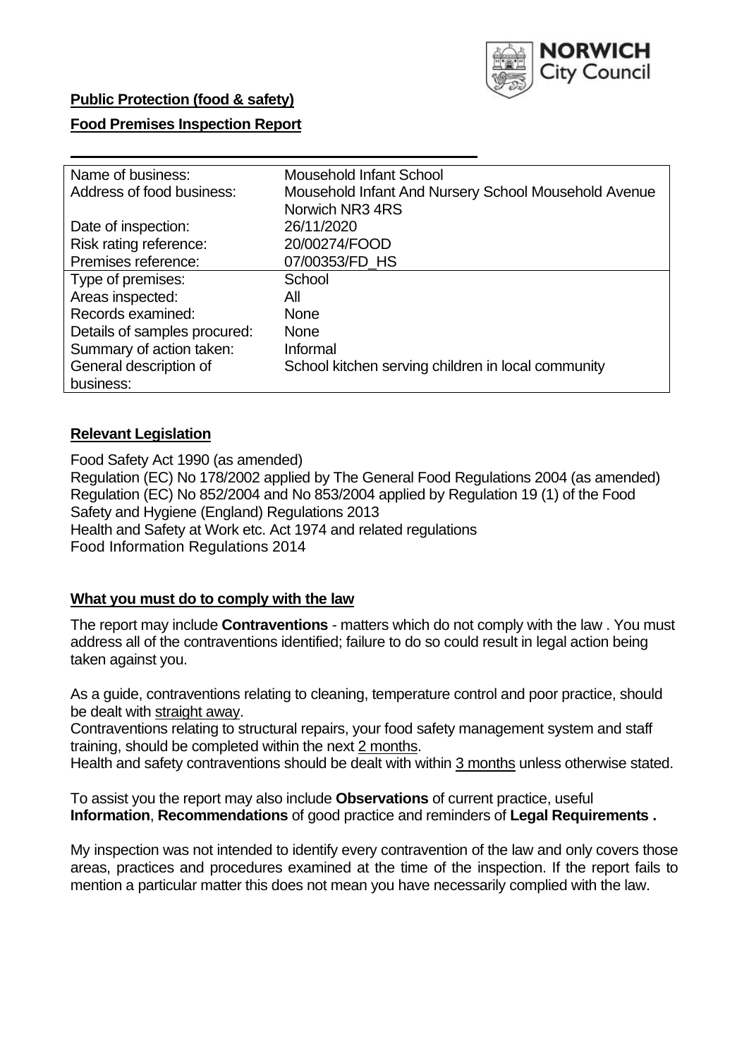**Public Protection (food & safety)**

**Food Premises Inspection Report**

| Name of business: | Mousehold Infant School |
|---|---|
| Address of food business: | Mousehold Infant And Nursery School Mousehold Avenue Norwich NR3 4RS |
| Date of inspection: | 26/11/2020 |
| Risk rating reference: | 20/00274/FOOD |
| Premises reference: | 07/00353/FD_HS |
| Type of premises: | School |
| Areas inspected: | All |
| Records examined: | None |
| Details of samples procured: | None |
| Summary of action taken: | Informal |
| General description of business: | School kitchen serving children in local community |

## **Relevant Legislation**

Food Safety Act 1990 (as amended)
Regulation (EC) No 178/2002 applied by The General Food Regulations 2004 (as amended)
Regulation (EC) No 852/2004 and No 853/2004 applied by Regulation 19 (1) of the Food Safety and Hygiene (England) Regulations 2013
Health and Safety at Work etc. Act 1974 and related regulations
Food Information Regulations 2014

## **What you must do to comply with the law**

The report may include **Contraventions** - matters which do not comply with the law . You must address all of the contraventions identified; failure to do so could result in legal action being taken against you.

As a guide, contraventions relating to cleaning, temperature control and poor practice, should be dealt with straight away.

Contraventions relating to structural repairs, your food safety management system and staff training, should be completed within the next 2 months.

Health and safety contraventions should be dealt with within 3 months unless otherwise stated.

To assist you the report may also include **Observations** of current practice, useful **Information**, **Recommendations** of good practice and reminders of **Legal Requirements .**

My inspection was not intended to identify every contravention of the law and only covers those areas, practices and procedures examined at the time of the inspection. If the report fails to mention a particular matter this does not mean you have necessarily complied with the law.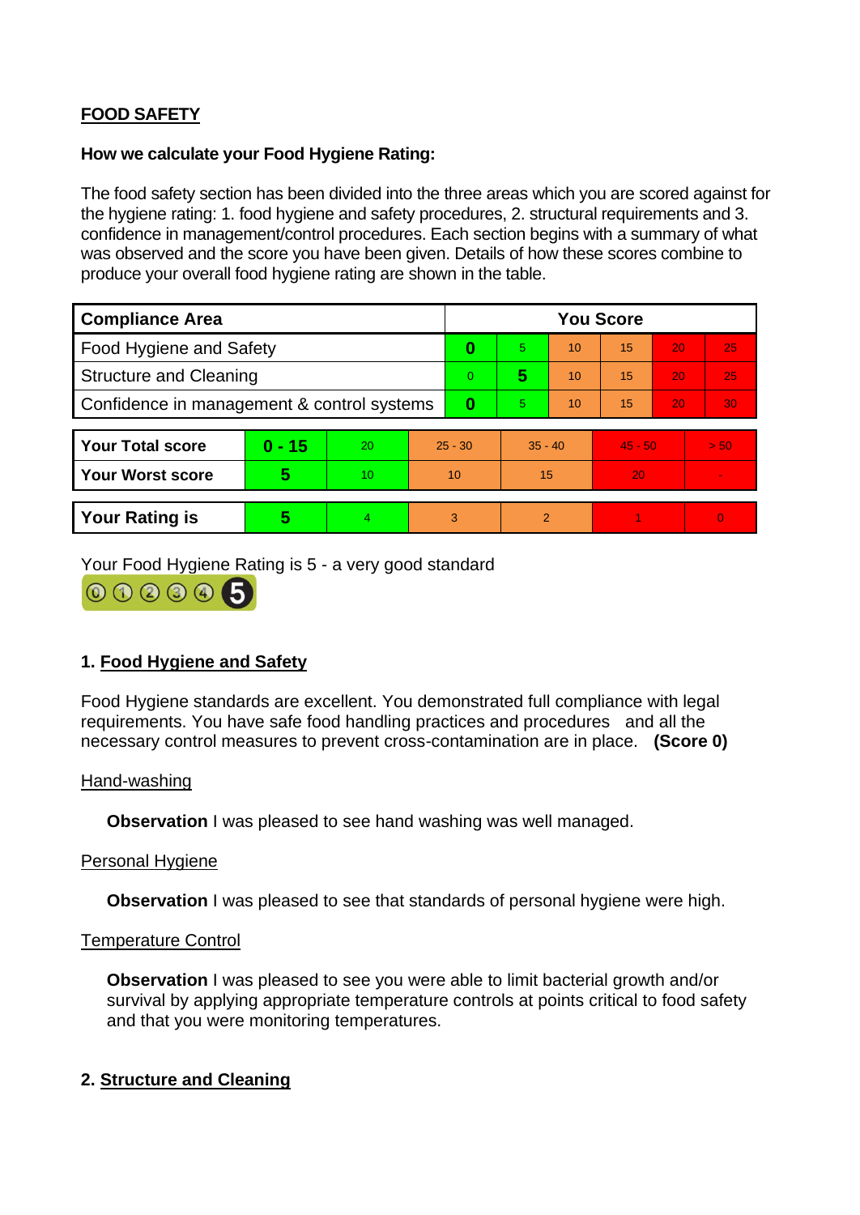## FOOD SAFETY

**How we calculate your Food Hygiene Rating:**

The food safety section has been divided into the three areas which you are scored against for the hygiene rating: 1. food hygiene and safety procedures, 2. structural requirements and 3. confidence in management/control procedures. Each section begins with a summary of what was observed and the score you have been given. Details of how these scores combine to produce your overall food hygiene rating are shown in the table.

| Compliance Area | You Score | | | | | |
|---|---|---|---|---|---|---|
| Food Hygiene and Safety | **0** | 5 | 10 | 15 | 20 | 25 |
| Structure and Cleaning | 0 | **5** | 10 | 15 | 20 | 25 |
| Confidence in management & control systems | **0** | 5 | 10 | 15 | 20 | 30 |

| | | | | | | |
|---|---|---|---|---|---|---|
| **Your Total score** | **0 - 15** | 20 | 25 - 30 | 35 - 40 | 45 - 50 | > 50 |
| **Your Worst score** | **5** | 10 | 10 | 15 | 20 | - |

| | | | | | | |
|---|---|---|---|---|---|---|
| **Your Rating is** | **5** | 4 | 3 | 2 | 1 | 0 |

Your Food Hygiene Rating is 5 - a very good standard

### 1. Food Hygiene and Safety

Food Hygiene standards are excellent. You demonstrated full compliance with legal requirements. You have safe food handling practices and procedures and all the necessary control measures to prevent cross-contamination are in place. **(Score 0)**

Hand-washing

**Observation** I was pleased to see hand washing was well managed.

Personal Hygiene

**Observation** I was pleased to see that standards of personal hygiene were high.

Temperature Control

**Observation** I was pleased to see you were able to limit bacterial growth and/or survival by applying appropriate temperature controls at points critical to food safety and that you were monitoring temperatures.

### 2. Structure and Cleaning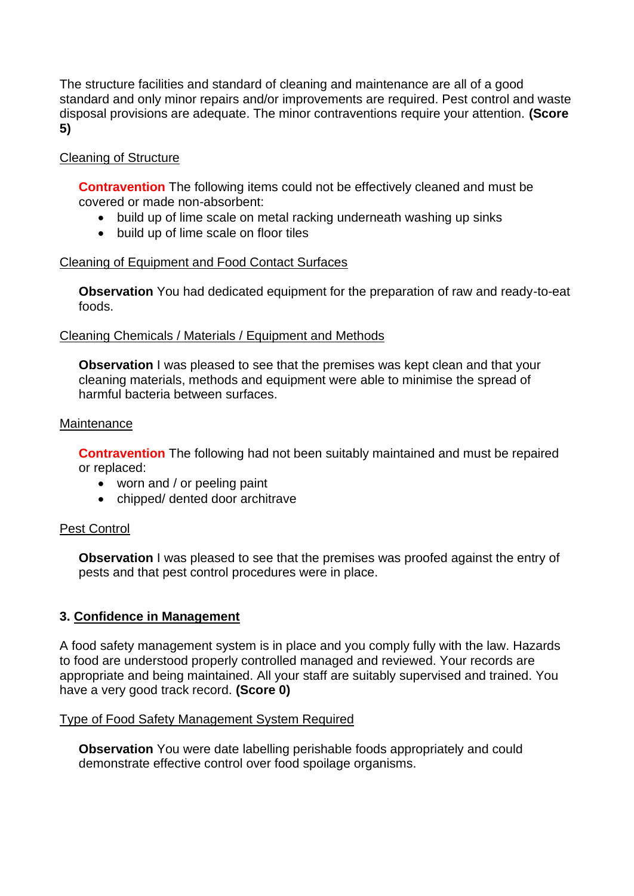The structure facilities and standard of cleaning and maintenance are all of a good standard and only minor repairs and/or improvements are required. Pest control and waste disposal provisions are adequate. The minor contraventions require your attention. **(Score 5)**

Cleaning of Structure

**Contravention** The following items could not be effectively cleaned and must be covered or made non-absorbent:

- build up of lime scale on metal racking underneath washing up sinks
- build up of lime scale on floor tiles

Cleaning of Equipment and Food Contact Surfaces

**Observation** You had dedicated equipment for the preparation of raw and ready-to-eat foods.

Cleaning Chemicals / Materials / Equipment and Methods

**Observation** I was pleased to see that the premises was kept clean and that your cleaning materials, methods and equipment were able to minimise the spread of harmful bacteria between surfaces.

Maintenance

**Contravention** The following had not been suitably maintained and must be repaired or replaced:

- worn and / or peeling paint
- chipped/ dented door architrave

Pest Control

**Observation** I was pleased to see that the premises was proofed against the entry of pests and that pest control procedures were in place.

## 3. Confidence in Management

A food safety management system is in place and you comply fully with the law. Hazards to food are understood properly controlled managed and reviewed. Your records are appropriate and being maintained. All your staff are suitably supervised and trained. You have a very good track record. **(Score 0)**

Type of Food Safety Management System Required

**Observation** You were date labelling perishable foods appropriately and could demonstrate effective control over food spoilage organisms.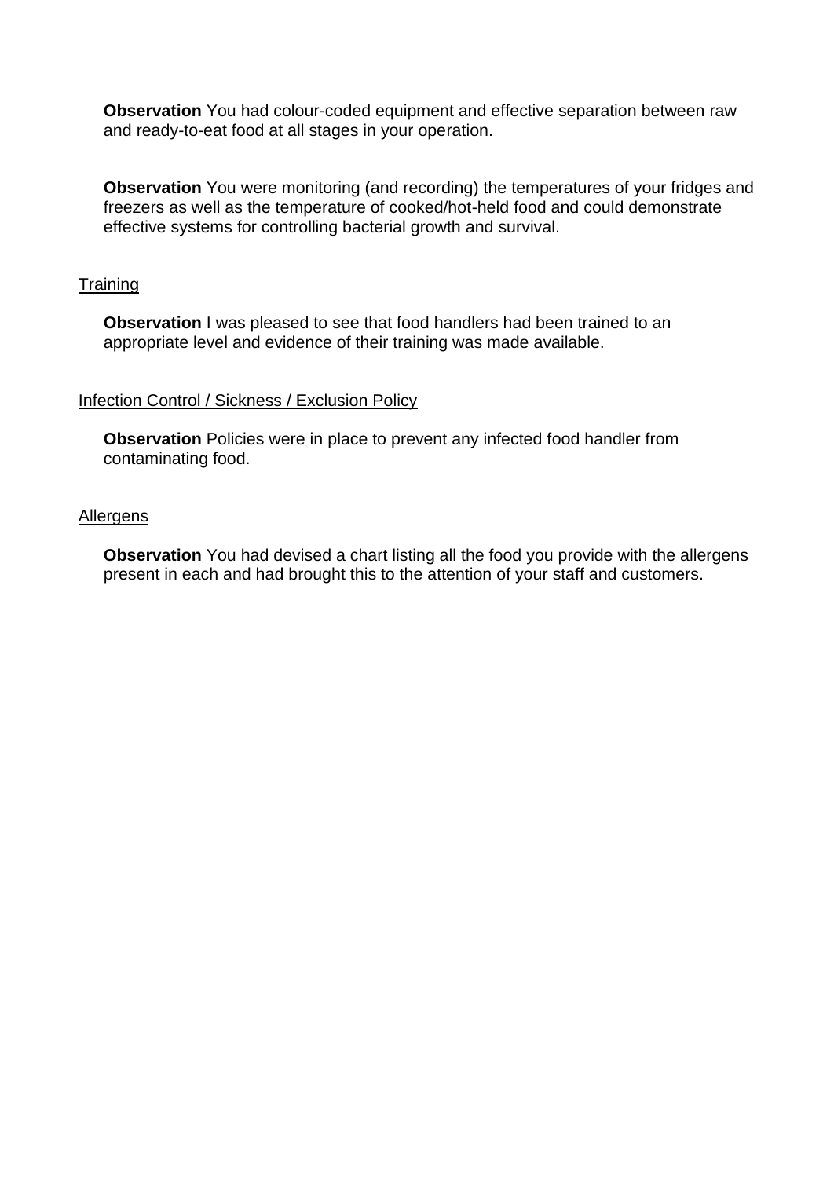**Observation** You had colour-coded equipment and effective separation between raw and ready-to-eat food at all stages in your operation.

**Observation** You were monitoring (and recording) the temperatures of your fridges and freezers as well as the temperature of cooked/hot-held food and could demonstrate effective systems for controlling bacterial growth and survival.

<u>Training</u>

**Observation** I was pleased to see that food handlers had been trained to an appropriate level and evidence of their training was made available.

<u>Infection Control / Sickness / Exclusion Policy</u>

**Observation** Policies were in place to prevent any infected food handler from contaminating food.

<u>Allergens</u>

**Observation** You had devised a chart listing all the food you provide with the allergens present in each and had brought this to the attention of your staff and customers.